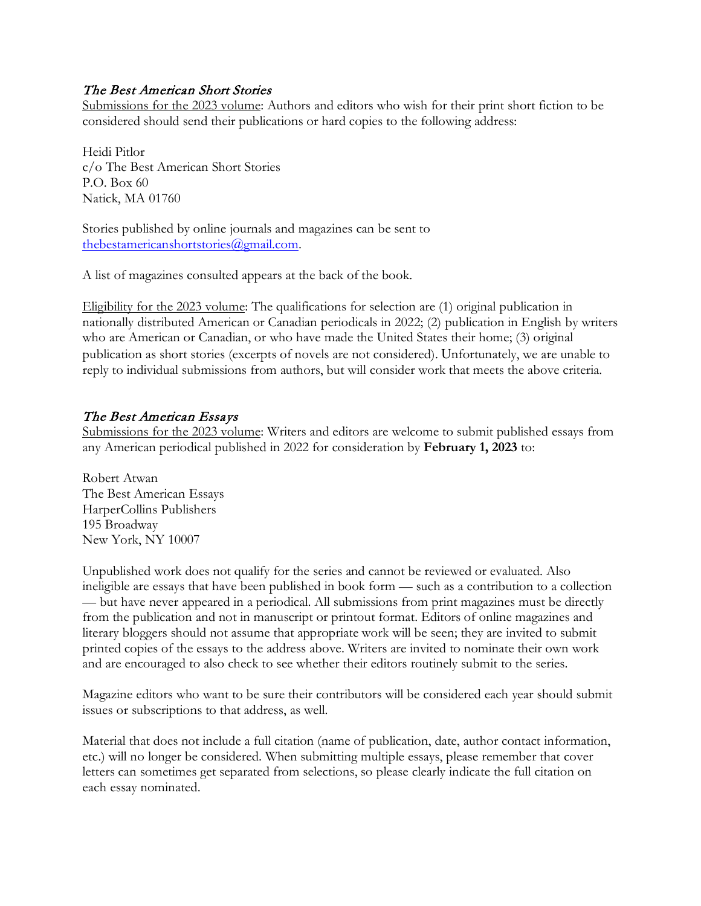## *The Best American Short Stories*

<u>Submissions for the 2023 volume</u>: Authors and editors who wish for their print short fiction to be considered should send their publications or hard copies to the following address:

Heidi Pitlor  
c/o The Best American Short Stories  
P.O. Box 60  
Natick, MA 01760

Stories published by online journals and magazines can be sent to thebestamericanshortstories@gmail.com.

A list of magazines consulted appears at the back of the book.

<u>Eligibility for the 2023 volume</u>: The qualifications for selection are (1) original publication in nationally distributed American or Canadian periodicals in 2022; (2) publication in English by writers who are American or Canadian, or who have made the United States their home; (3) original publication as short stories (excerpts of novels are not considered). Unfortunately, we are unable to reply to individual submissions from authors, but will consider work that meets the above criteria.

## *The Best American Essays*

<u>Submissions for the 2023 volume</u>: Writers and editors are welcome to submit published essays from any American periodical published in 2022 for consideration by **February 1, 2023** to:

Robert Atwan  
The Best American Essays  
HarperCollins Publishers  
195 Broadway  
New York, NY 10007

Unpublished work does not qualify for the series and cannot be reviewed or evaluated. Also ineligible are essays that have been published in book form — such as a contribution to a collection — but have never appeared in a periodical. All submissions from print magazines must be directly from the publication and not in manuscript or printout format. Editors of online magazines and literary bloggers should not assume that appropriate work will be seen; they are invited to submit printed copies of the essays to the address above. Writers are invited to nominate their own work and are encouraged to also check to see whether their editors routinely submit to the series.

Magazine editors who want to be sure their contributors will be considered each year should submit issues or subscriptions to that address, as well.

Material that does not include a full citation (name of publication, date, author contact information, etc.) will no longer be considered. When submitting multiple essays, please remember that cover letters can sometimes get separated from selections, so please clearly indicate the full citation on each essay nominated.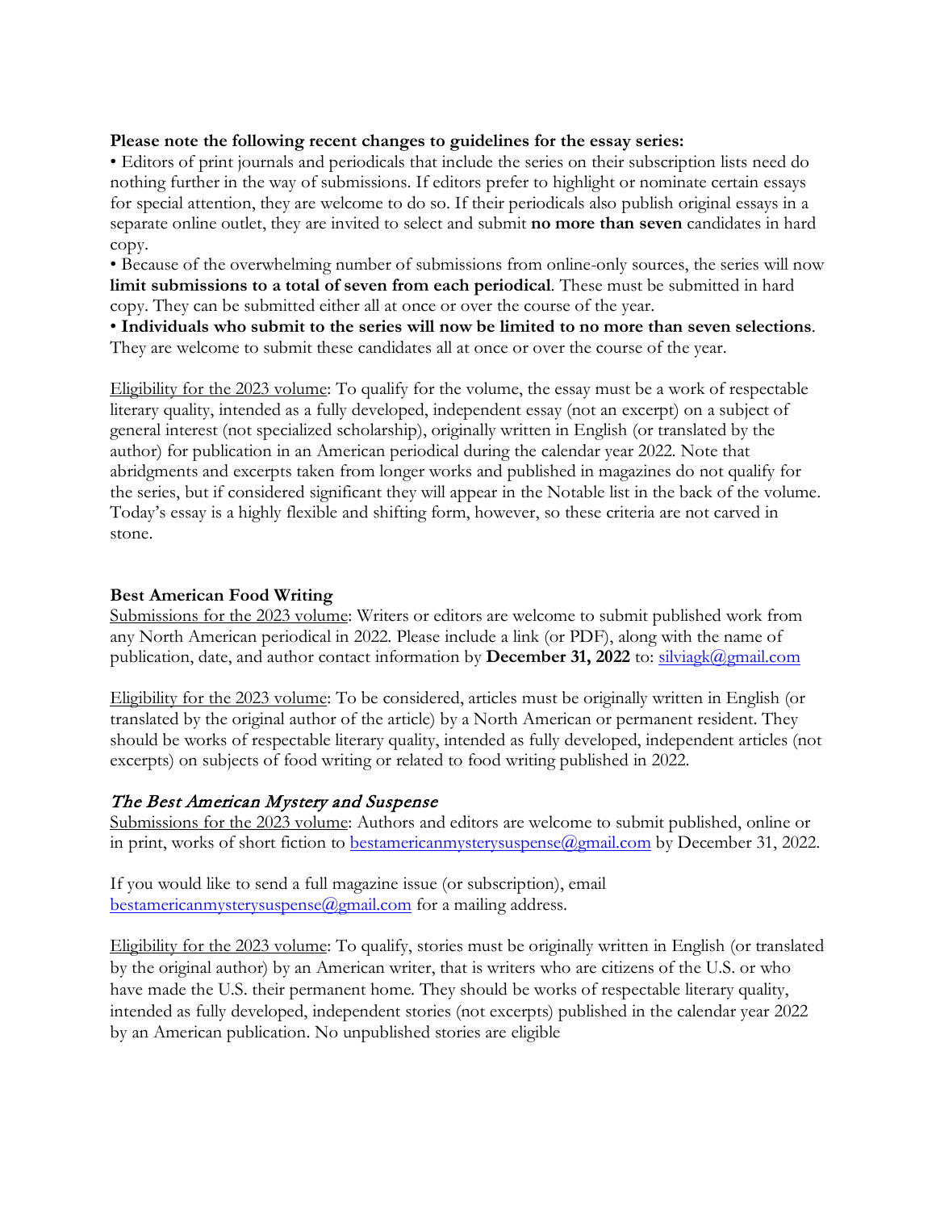**Please note the following recent changes to guidelines for the essay series:**

- Editors of print journals and periodicals that include the series on their subscription lists need do nothing further in the way of submissions. If editors prefer to highlight or nominate certain essays for special attention, they are welcome to do so. If their periodicals also publish original essays in a separate online outlet, they are invited to select and submit **no more than seven** candidates in hard copy.
- Because of the overwhelming number of submissions from online-only sources, the series will now **limit submissions to a total of seven from each periodical**. These must be submitted in hard copy. They can be submitted either all at once or over the course of the year.
- **Individuals who submit to the series will now be limited to no more than seven selections**. They are welcome to submit these candidates all at once or over the course of the year.

<u>Eligibility for the 2023 volume</u>: To qualify for the volume, the essay must be a work of respectable literary quality, intended as a fully developed, independent essay (not an excerpt) on a subject of general interest (not specialized scholarship), originally written in English (or translated by the author) for publication in an American periodical during the calendar year 2022. Note that abridgments and excerpts taken from longer works and published in magazines do not qualify for the series, but if considered significant they will appear in the Notable list in the back of the volume. Today's essay is a highly flexible and shifting form, however, so these criteria are not carved in stone.

## Best American Food Writing

<u>Submissions for the 2023 volume</u>: Writers or editors are welcome to submit published work from any North American periodical in 2022. Please include a link (or PDF), along with the name of publication, date, and author contact information by **December 31, 2022** to: silviagk@gmail.com

<u>Eligibility for the 2023 volume</u>: To be considered, articles must be originally written in English (or translated by the original author of the article) by a North American or permanent resident. They should be works of respectable literary quality, intended as fully developed, independent articles (not excerpts) on subjects of food writing or related to food writing published in 2022.

## *The Best American Mystery and Suspense*

<u>Submissions for the 2023 volume</u>: Authors and editors are welcome to submit published, online or in print, works of short fiction to bestamericanmysterysuspense@gmail.com by December 31, 2022.

If you would like to send a full magazine issue (or subscription), email bestamericanmysterysuspense@gmail.com for a mailing address.

<u>Eligibility for the 2023 volume</u>: To qualify, stories must be originally written in English (or translated by the original author) by an American writer, that is writers who are citizens of the U.S. or who have made the U.S. their permanent home. They should be works of respectable literary quality, intended as fully developed, independent stories (not excerpts) published in the calendar year 2022 by an American publication. No unpublished stories are eligible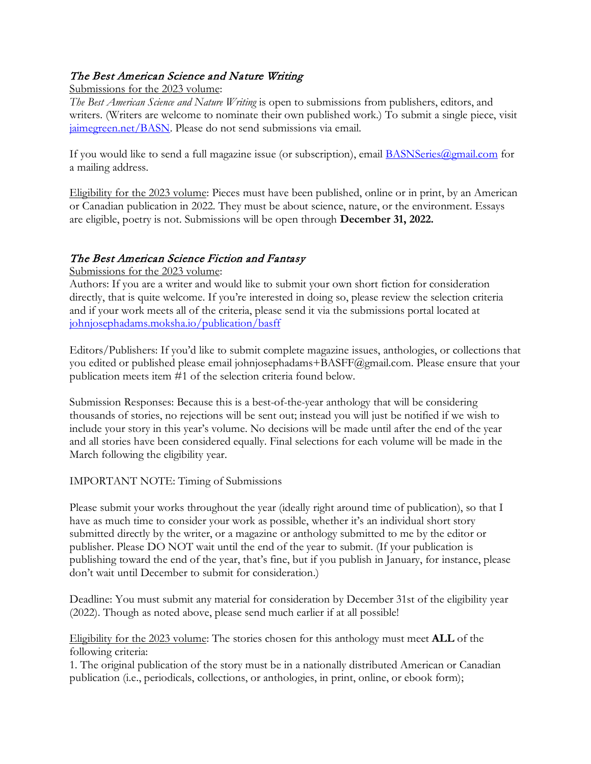## *The Best American Science and Nature Writing*

Submissions for the 2023 volume:

*The Best American Science and Nature Writing* is open to submissions from publishers, editors, and writers. (Writers are welcome to nominate their own published work.) To submit a single piece, visit [jaimegreen.net/BASN](jaimegreen.net/BASN). Please do not send submissions via email.

If you would like to send a full magazine issue (or subscription), email [BASNSeries@gmail.com](mailto:BASNSeries@gmail.com) for a mailing address.

Eligibility for the 2023 volume: Pieces must have been published, online or in print, by an American or Canadian publication in 2022. They must be about science, nature, or the environment. Essays are eligible, poetry is not. Submissions will be open through **December 31, 2022.**

## *The Best American Science Fiction and Fantasy*

Submissions for the 2023 volume:

Authors: If you are a writer and would like to submit your own short fiction for consideration directly, that is quite welcome. If you're interested in doing so, please review the selection criteria and if your work meets all of the criteria, please send it via the submissions portal located at [johnjosephadams.moksha.io/publication/basff](johnjosephadams.moksha.io/publication/basff)

Editors/Publishers: If you'd like to submit complete magazine issues, anthologies, or collections that you edited or published please email johnjosephadams+BASFF@gmail.com. Please ensure that your publication meets item #1 of the selection criteria found below.

Submission Responses: Because this is a best-of-the-year anthology that will be considering thousands of stories, no rejections will be sent out; instead you will just be notified if we wish to include your story in this year's volume. No decisions will be made until after the end of the year and all stories have been considered equally. Final selections for each volume will be made in the March following the eligibility year.

IMPORTANT NOTE: Timing of Submissions

Please submit your works throughout the year (ideally right around time of publication), so that I have as much time to consider your work as possible, whether it's an individual short story submitted directly by the writer, or a magazine or anthology submitted to me by the editor or publisher. Please DO NOT wait until the end of the year to submit. (If your publication is publishing toward the end of the year, that's fine, but if you publish in January, for instance, please don't wait until December to submit for consideration.)

Deadline: You must submit any material for consideration by December 31st of the eligibility year (2022). Though as noted above, please send much earlier if at all possible!

Eligibility for the 2023 volume: The stories chosen for this anthology must meet **ALL** of the following criteria:

1. The original publication of the story must be in a nationally distributed American or Canadian publication (i.e., periodicals, collections, or anthologies, in print, online, or ebook form);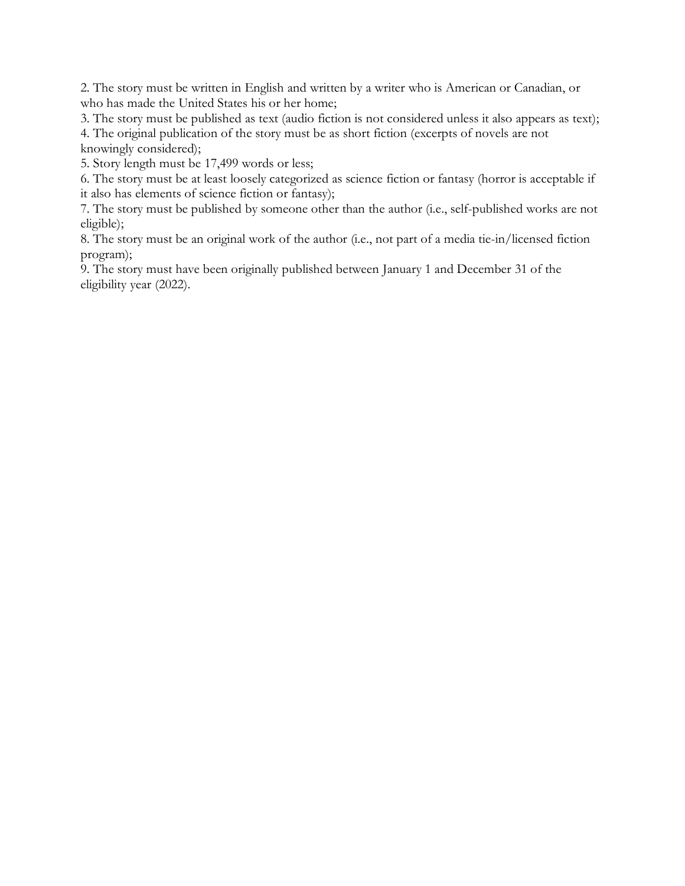2. The story must be written in English and written by a writer who is American or Canadian, or who has made the United States his or her home;
3. The story must be published as text (audio fiction is not considered unless it also appears as text);
4. The original publication of the story must be as short fiction (excerpts of novels are not knowingly considered);
5. Story length must be 17,499 words or less;
6. The story must be at least loosely categorized as science fiction or fantasy (horror is acceptable if it also has elements of science fiction or fantasy);
7. The story must be published by someone other than the author (i.e., self-published works are not eligible);
8. The story must be an original work of the author (i.e., not part of a media tie-in/licensed fiction program);
9. The story must have been originally published between January 1 and December 31 of the eligibility year (2022).